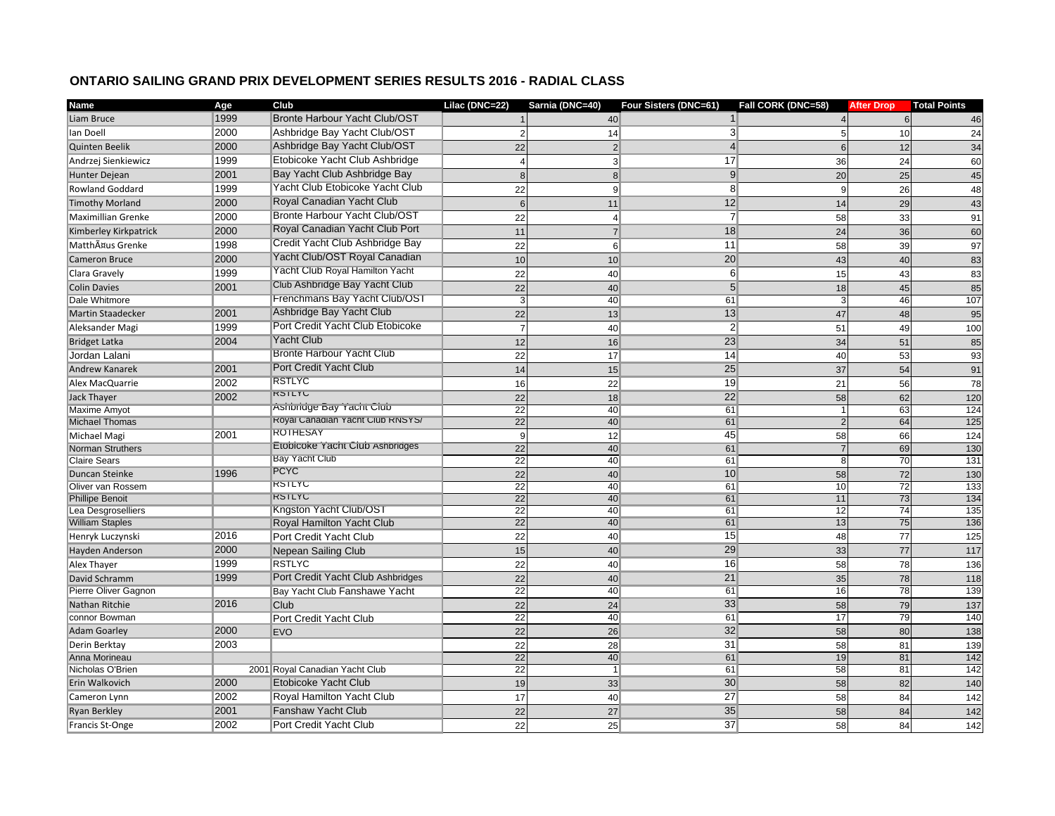## ONTARIO SAILING GRAND PRIX DEVELOPMENT SERIES RESULTS 2016 - RADIAL CLASS

| Name | Age | Club | Lilac (DNC=22) | Sarnia (DNC=40) | Four Sisters (DNC=61) | Fall CORK (DNC=58) | After Drop | Total Points |
|---|---|---|---|---|---|---|---|---|
| Liam Bruce | 1999 | Bronte Harbour Yacht Club/OST | 1 | 40 | 1 | 4 | 6 | 46 |
| Ian Doell | 2000 | Ashbridge Bay Yacht Club/OST | 2 | 14 | 3 | 5 | 10 | 24 |
| Quinten Beelik | 2000 | Ashbridge Bay Yacht Club/OST | 22 | 2 | 4 | 6 | 12 | 34 |
| Andrzej Sienkiewicz | 1999 | Etobicoke Yacht Club Ashbridge | 4 | 3 | 17 | 36 | 24 | 60 |
| Hunter Dejean | 2001 | Bay Yacht Club Ashbridge Bay | 8 | 8 | 9 | 20 | 25 | 45 |
| Rowland Goddard | 1999 | Yacht Club Etobicoke Yacht Club | 22 | 9 | 8 | 9 | 26 | 48 |
| Timothy Morland | 2000 | Royal Canadian Yacht Club | 6 | 11 | 12 | 14 | 29 | 43 |
| Maximillian Grenke | 2000 | Bronte Harbour Yacht Club/OST | 22 | 4 | 7 | 58 | 33 | 91 |
| Kimberley Kirkpatrick | 2000 | Royal Canadian Yacht Club Port | 11 | 7 | 18 | 24 | 36 | 60 |
| MatthÃ¤us Grenke | 1998 | Credit Yacht Club Ashbridge Bay | 22 | 6 | 11 | 58 | 39 | 97 |
| Cameron Bruce | 2000 | Yacht Club/OST Royal Canadian | 10 | 10 | 20 | 43 | 40 | 83 |
| Clara Gravely | 1999 | Yacht Club Royal Hamilton Yacht | 22 | 40 | 6 | 15 | 43 | 83 |
| Colin Davies | 2001 | Club Ashbridge Bay Yacht Club | 22 | 40 | 5 | 18 | 45 | 85 |
| Dale Whitmore | | Frenchmans Bay Yacht Club/OST | 3 | 40 | 61 | 3 | 46 | 107 |
| Martin Staadecker | 2001 | Ashbridge Bay Yacht Club | 22 | 13 | 13 | 47 | 48 | 95 |
| Aleksander Magi | 1999 | Port Credit Yacht Club Etobicoke | 7 | 40 | 2 | 51 | 49 | 100 |
| Bridget Latka | 2004 | Yacht Club | 12 | 16 | 23 | 34 | 51 | 85 |
| Jordan Lalani | | Bronte Harbour Yacht Club | 22 | 17 | 14 | 40 | 53 | 93 |
| Andrew Kanarek | 2001 | Port Credit Yacht Club | 14 | 15 | 25 | 37 | 54 | 91 |
| Alex MacQuarrie | 2002 | RSTLYC | 16 | 22 | 19 | 21 | 56 | 78 |
| Jack Thayer | 2002 | RSTLYC | 22 | 18 | 22 | 58 | 62 | 120 |
| Maxime Amyot | | Ashbridge Bay Yacht Club | 22 | 40 | 61 | 1 | 63 | 124 |
| Michael Thomas | | Royal Canadian Yacht Club RNSYS/ | 22 | 40 | 61 | 2 | 64 | 125 |
| Michael Magi | 2001 | ROTHESAY | 9 | 12 | 45 | 58 | 66 | 124 |
| Norman Struthers | | Etobicoke Yacht Club Ashbridges | 22 | 40 | 61 | 7 | 69 | 130 |
| Claire Sears | | Bay Yacht Club | 22 | 40 | 61 | 8 | 70 | 131 |
| Duncan Steinke | 1996 | PCYC | 22 | 40 | 10 | 58 | 72 | 130 |
| Oliver van Rossem | | RSTLYC | 22 | 40 | 61 | 10 | 72 | 133 |
| Phillipe Benoit | | RSTLYC | 22 | 40 | 61 | 11 | 73 | 134 |
| Lea Desgroselliers | | Kngston Yacht Club/OST | 22 | 40 | 61 | 12 | 74 | 135 |
| William Staples | | Royal Hamilton Yacht Club | 22 | 40 | 61 | 13 | 75 | 136 |
| Henryk Luczynski | 2016 | Port Credit Yacht Club | 22 | 40 | 15 | 48 | 77 | 125 |
| Hayden Anderson | 2000 | Nepean Sailing Club | 15 | 40 | 29 | 33 | 77 | 117 |
| Alex Thayer | 1999 | RSTLYC | 22 | 40 | 16 | 58 | 78 | 136 |
| David Schramm | 1999 | Port Credit Yacht Club Ashbridges | 22 | 40 | 21 | 35 | 78 | 118 |
| Pierre Oliver Gagnon | | Bay Yacht Club Fanshawe Yacht | 22 | 40 | 61 | 16 | 78 | 139 |
| Nathan Ritchie | 2016 | Club | 22 | 24 | 33 | 58 | 79 | 137 |
| connor Bowman | | Port Credit Yacht Club | 22 | 40 | 61 | 17 | 79 | 140 |
| Adam Goarley | 2000 | EVO | 22 | 26 | 32 | 58 | 80 | 138 |
| Derin Berktay | 2003 | | 22 | 28 | 31 | 58 | 81 | 139 |
| Anna Morineau | | | 22 | 40 | 61 | 19 | 81 | 142 |
| Nicholas O'Brien | 2001 | Royal Canadian Yacht Club | 22 | 1 | 61 | 58 | 81 | 142 |
| Erin Walkovich | 2000 | Etobicoke Yacht Club | 19 | 33 | 30 | 58 | 82 | 140 |
| Cameron Lynn | 2002 | Royal Hamilton Yacht Club | 17 | 40 | 27 | 58 | 84 | 142 |
| Ryan Berkley | 2001 | Fanshaw Yacht Club | 22 | 27 | 35 | 58 | 84 | 142 |
| Francis St-Onge | 2002 | Port Credit Yacht Club | 22 | 25 | 37 | 58 | 84 | 142 |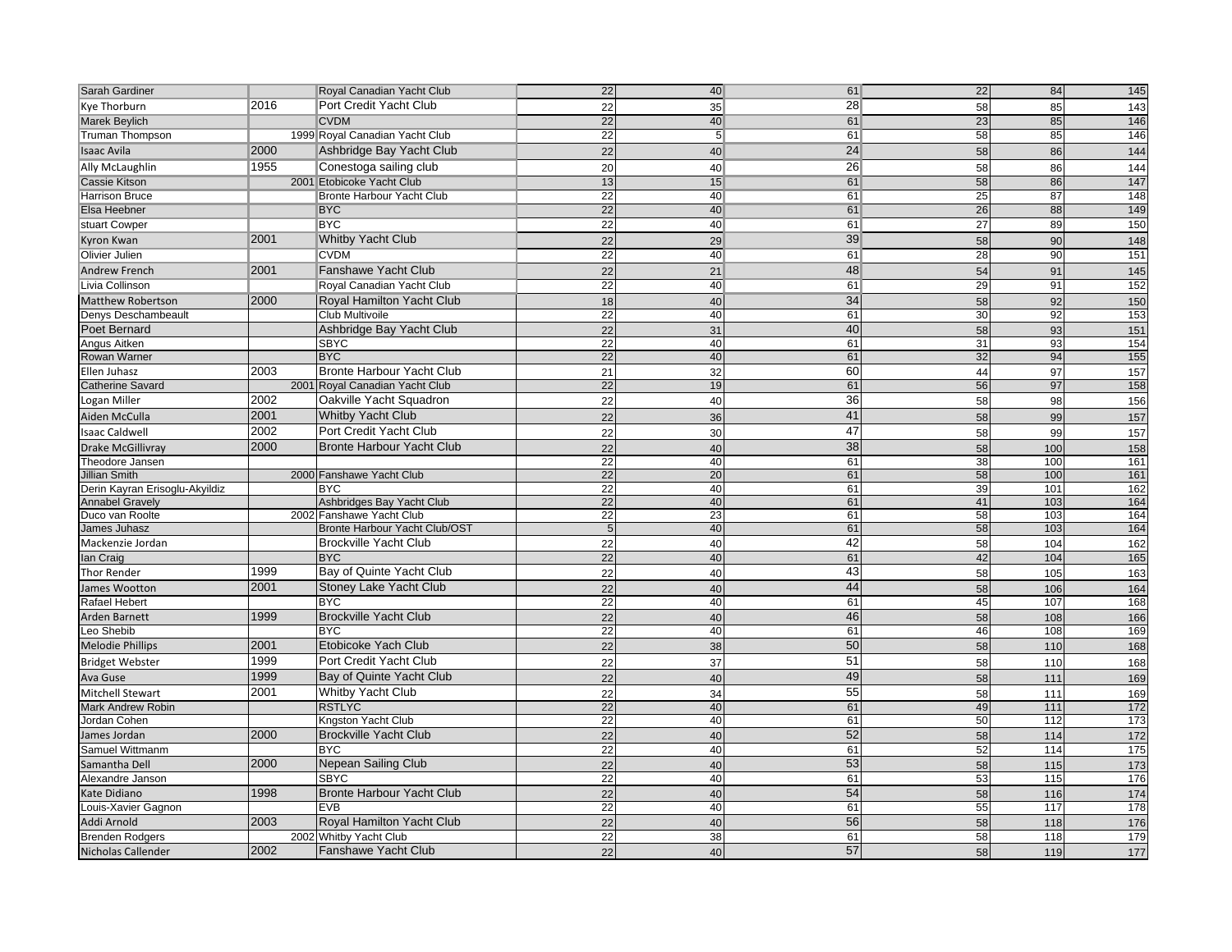| | | | | | | | | |
|---|---|---|---|---|---|---|---|---|
| Sarah Gardiner | | Royal Canadian Yacht Club | 22 | 40 | 61 | 22 | 84 | 145 |
| Kye Thorburn | 2016 | Port Credit Yacht Club | 22 | 35 | 28 | 58 | 85 | 143 |
| Marek Beylich | | CVDM | 22 | 40 | 61 | 23 | 85 | 146 |
| Truman Thompson | 1999 | Royal Canadian Yacht Club | 22 | 5 | 61 | 58 | 85 | 146 |
| Isaac Avila | 2000 | Ashbridge Bay Yacht Club | 22 | 40 | 24 | 58 | 86 | 144 |
| Ally McLaughlin | 1955 | Conestoga sailing club | 20 | 40 | 26 | 58 | 86 | 144 |
| Cassie Kitson | 2001 | Etobicoke Yacht Club | 13 | 15 | 61 | 58 | 86 | 147 |
| Harrison Bruce | | Bronte Harbour Yacht Club | 22 | 40 | 61 | 25 | 87 | 148 |
| Elsa Heebner | | BYC | 22 | 40 | 61 | 26 | 88 | 149 |
| stuart Cowper | | BYC | 22 | 40 | 61 | 27 | 89 | 150 |
| Kyron Kwan | 2001 | Whitby Yacht Club | 22 | 29 | 39 | 58 | 90 | 148 |
| Olivier Julien | | CVDM | 22 | 40 | 61 | 28 | 90 | 151 |
| Andrew French | 2001 | Fanshawe Yacht Club | 22 | 21 | 48 | 54 | 91 | 145 |
| Livia Collinson | | Royal Canadian Yacht Club | 22 | 40 | 61 | 29 | 91 | 152 |
| Matthew Robertson | 2000 | Royal Hamilton Yacht Club | 18 | 40 | 34 | 58 | 92 | 150 |
| Denys Deschambeault | | Club Multivoile | 22 | 40 | 61 | 30 | 92 | 153 |
| Poet Bernard | | Ashbridge Bay Yacht Club | 22 | 31 | 40 | 58 | 93 | 151 |
| Angus Aitken | | SBYC | 22 | 40 | 61 | 31 | 93 | 154 |
| Rowan Warner | | BYC | 22 | 40 | 61 | 32 | 94 | 155 |
| Ellen Juhasz | 2003 | Bronte Harbour Yacht Club | 21 | 32 | 60 | 44 | 97 | 157 |
| Catherine Savard | 2001 | Royal Canadian Yacht Club | 22 | 19 | 61 | 56 | 97 | 158 |
| Logan Miller | 2002 | Oakville Yacht Squadron | 22 | 40 | 36 | 58 | 98 | 156 |
| Aiden McCulla | 2001 | Whitby Yacht Club | 22 | 36 | 41 | 58 | 99 | 157 |
| Isaac Caldwell | 2002 | Port Credit Yacht Club | 22 | 30 | 47 | 58 | 99 | 157 |
| Drake McGillivray | 2000 | Bronte Harbour Yacht Club | 22 | 40 | 38 | 58 | 100 | 158 |
| Theodore Jansen | | | 22 | 40 | 61 | 38 | 100 | 161 |
| Jillian Smith | 2000 | Fanshawe Yacht Club | 22 | 20 | 61 | 58 | 100 | 161 |
| Derin Kayran Erisoglu-Akyildiz | | BYC | 22 | 40 | 61 | 39 | 101 | 162 |
| Annabel Gravely | | Ashbridges Bay Yacht Club | 22 | 40 | 61 | 41 | 103 | 164 |
| Duco van Roolte | 2002 | Fanshawe Yacht Club | 22 | 23 | 61 | 58 | 103 | 164 |
| James Juhasz | | Bronte Harbour Yacht Club/OST | 5 | 40 | 61 | 58 | 103 | 164 |
| Mackenzie Jordan | | Brockville Yacht Club | 22 | 40 | 42 | 58 | 104 | 162 |
| Ian Craig | | BYC | 22 | 40 | 61 | 42 | 104 | 165 |
| Thor Render | 1999 | Bay of Quinte Yacht Club | 22 | 40 | 43 | 58 | 105 | 163 |
| James Wootton | 2001 | Stoney Lake Yacht Club | 22 | 40 | 44 | 58 | 106 | 164 |
| Rafael Hebert | | BYC | 22 | 40 | 61 | 45 | 107 | 168 |
| Arden Barnett | 1999 | Brockville Yacht Club | 22 | 40 | 46 | 58 | 108 | 166 |
| Leo Shebib | | BYC | 22 | 40 | 61 | 46 | 108 | 169 |
| Melodie Phillips | 2001 | Etobicoke Yach Club | 22 | 38 | 50 | 58 | 110 | 168 |
| Bridget Webster | 1999 | Port Credit Yacht Club | 22 | 37 | 51 | 58 | 110 | 168 |
| Ava Guse | 1999 | Bay of Quinte Yacht Club | 22 | 40 | 49 | 58 | 111 | 169 |
| Mitchell Stewart | 2001 | Whitby Yacht Club | 22 | 34 | 55 | 58 | 111 | 169 |
| Mark Andrew Robin | | RSTLYC | 22 | 40 | 61 | 49 | 111 | 172 |
| Jordan Cohen | | Kngston Yacht Club | 22 | 40 | 61 | 50 | 112 | 173 |
| James Jordan | 2000 | Brockville Yacht Club | 22 | 40 | 52 | 58 | 114 | 172 |
| Samuel Wittmanm | | BYC | 22 | 40 | 61 | 52 | 114 | 175 |
| Samantha Dell | 2000 | Nepean Sailing Club | 22 | 40 | 53 | 58 | 115 | 173 |
| Alexandre Janson | | SBYC | 22 | 40 | 61 | 53 | 115 | 176 |
| Kate Didiano | 1998 | Bronte Harbour Yacht Club | 22 | 40 | 54 | 58 | 116 | 174 |
| Louis-Xavier Gagnon | | EVB | 22 | 40 | 61 | 55 | 117 | 178 |
| Addi Arnold | 2003 | Royal Hamilton Yacht Club | 22 | 40 | 56 | 58 | 118 | 176 |
| Brenden Rodgers | 2002 | Whitby Yacht Club | 22 | 38 | 61 | 58 | 118 | 179 |
| Nicholas Callender | 2002 | Fanshawe Yacht Club | 22 | 40 | 57 | 58 | 119 | 177 |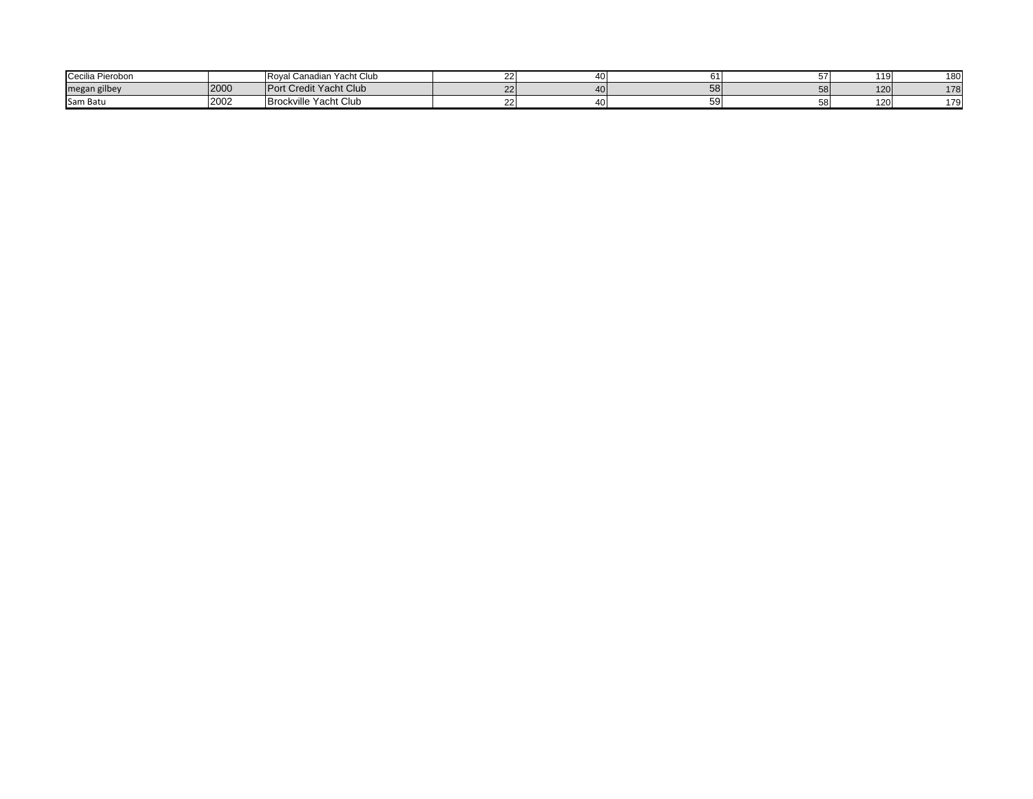| | | | | | | | | |
|---|---|---|---|---|---|---|---|---|
| Cecilia Pierobon | | Royal Canadian Yacht Club | 22 | 40 | 61 | 57 | 119 | 180 |
| megan gilbey | 2000 | Port Credit Yacht Club | 22 | 40 | 58 | 58 | 120 | 178 |
| Sam Batu | 2002 | Brockville Yacht Club | 22 | 40 | 59 | 58 | 120 | 179 |